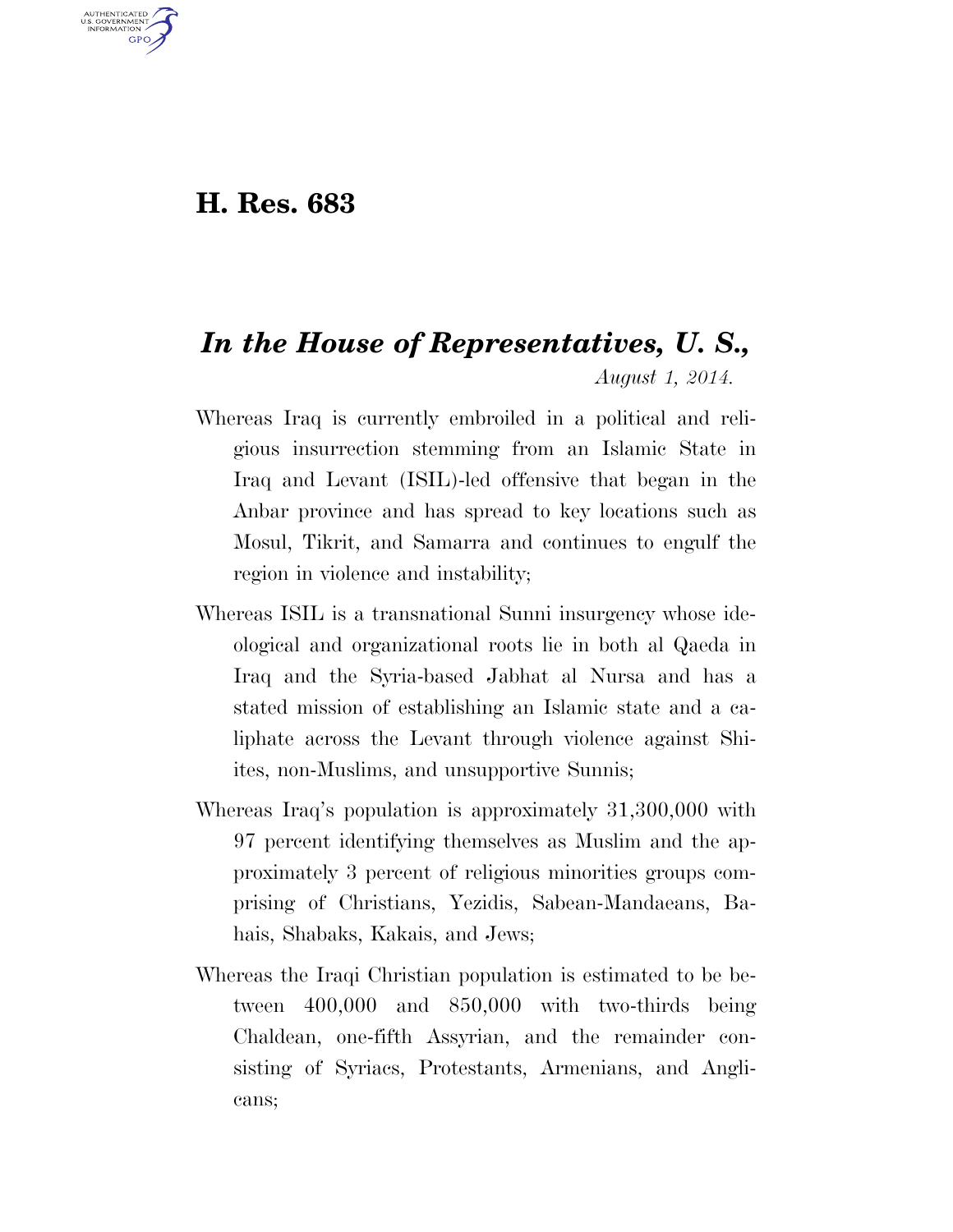# H. Res. 683

## *In the House of Representatives, U. S.,*

*August 1, 2014.*

Whereas Iraq is currently embroiled in a political and religious insurrection stemming from an Islamic State in Iraq and Levant (ISIL)-led offensive that began in the Anbar province and has spread to key locations such as Mosul, Tikrit, and Samarra and continues to engulf the region in violence and instability;

Whereas ISIL is a transnational Sunni insurgency whose ideological and organizational roots lie in both al Qaeda in Iraq and the Syria-based Jabhat al Nursa and has a stated mission of establishing an Islamic state and a caliphate across the Levant through violence against Shiites, non-Muslims, and unsupportive Sunnis;

Whereas Iraq's population is approximately 31,300,000 with 97 percent identifying themselves as Muslim and the approximately 3 percent of religious minorities groups comprising of Christians, Yezidis, Sabean-Mandaeans, Bahais, Shabaks, Kakais, and Jews;

Whereas the Iraqi Christian population is estimated to be between 400,000 and 850,000 with two-thirds being Chaldean, one-fifth Assyrian, and the remainder consisting of Syriacs, Protestants, Armenians, and Anglicans;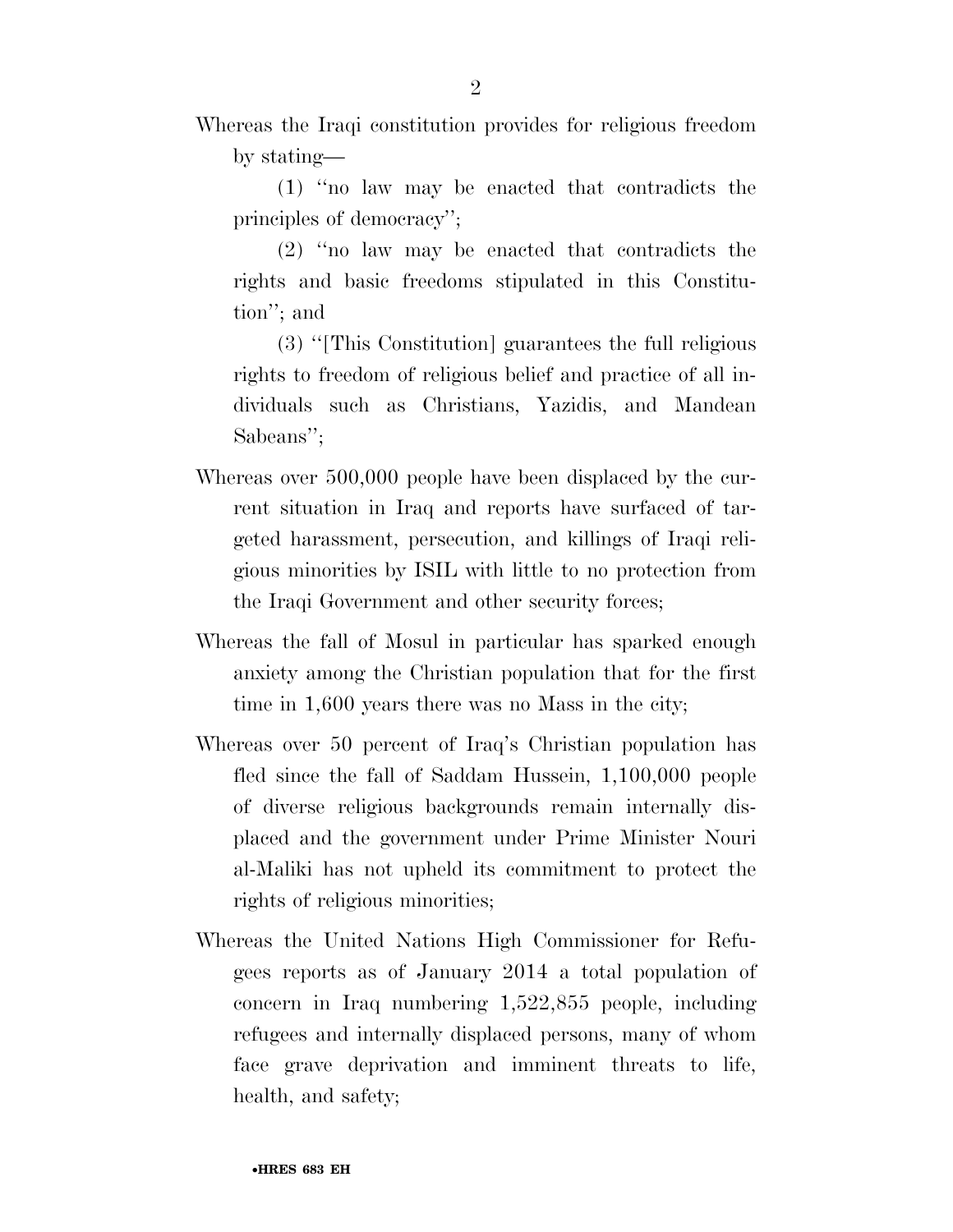Whereas the Iraqi constitution provides for religious freedom by stating—

(1) ''no law may be enacted that contradicts the principles of democracy'';

(2) ''no law may be enacted that contradicts the rights and basic freedoms stipulated in this Constitution''; and

(3) ''[This Constitution] guarantees the full religious rights to freedom of religious belief and practice of all individuals such as Christians, Yazidis, and Mandean Sabeans'';

Whereas over 500,000 people have been displaced by the current situation in Iraq and reports have surfaced of targeted harassment, persecution, and killings of Iraqi religious minorities by ISIL with little to no protection from the Iraqi Government and other security forces;

Whereas the fall of Mosul in particular has sparked enough anxiety among the Christian population that for the first time in 1,600 years there was no Mass in the city;

Whereas over 50 percent of Iraq's Christian population has fled since the fall of Saddam Hussein, 1,100,000 people of diverse religious backgrounds remain internally displaced and the government under Prime Minister Nouri al-Maliki has not upheld its commitment to protect the rights of religious minorities;

Whereas the United Nations High Commissioner for Refugees reports as of January 2014 a total population of concern in Iraq numbering 1,522,855 people, including refugees and internally displaced persons, many of whom face grave deprivation and imminent threats to life, health, and safety;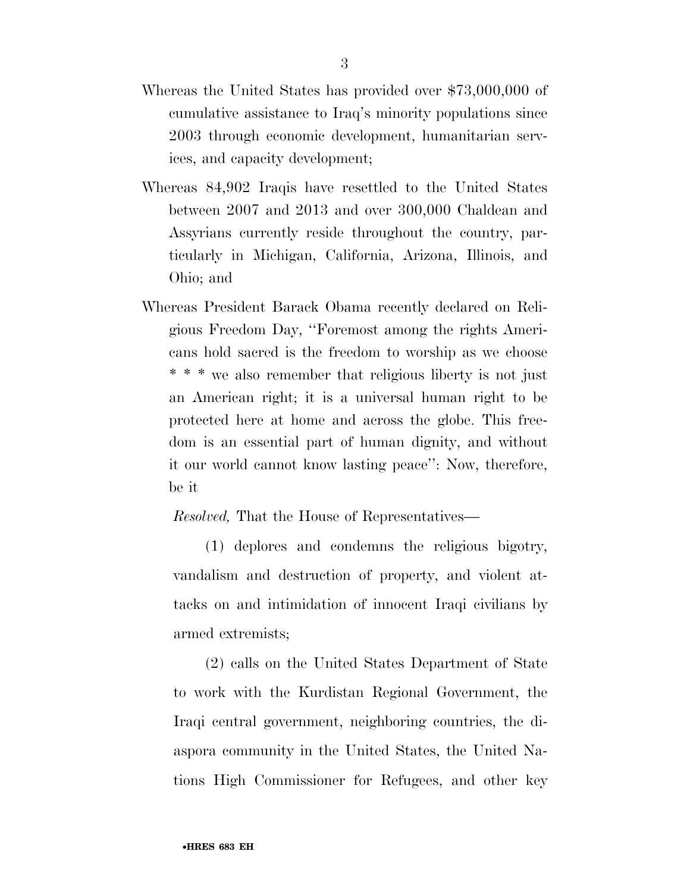Whereas the United States has provided over $73,000,000 of cumulative assistance to Iraq's minority populations since 2003 through economic development, humanitarian services, and capacity development;

Whereas 84,902 Iraqis have resettled to the United States between 2007 and 2013 and over 300,000 Chaldean and Assyrians currently reside throughout the country, particularly in Michigan, California, Arizona, Illinois, and Ohio; and

Whereas President Barack Obama recently declared on Religious Freedom Day, "Foremost among the rights Americans hold sacred is the freedom to worship as we choose * * * we also remember that religious liberty is not just an American right; it is a universal human right to be protected here at home and across the globe. This freedom is an essential part of human dignity, and without it our world cannot know lasting peace": Now, therefore, be it

*Resolved,* That the House of Representatives—

(1) deplores and condemns the religious bigotry, vandalism and destruction of property, and violent attacks on and intimidation of innocent Iraqi civilians by armed extremists;

(2) calls on the United States Department of State to work with the Kurdistan Regional Government, the Iraqi central government, neighboring countries, the diaspora community in the United States, the United Nations High Commissioner for Refugees, and other key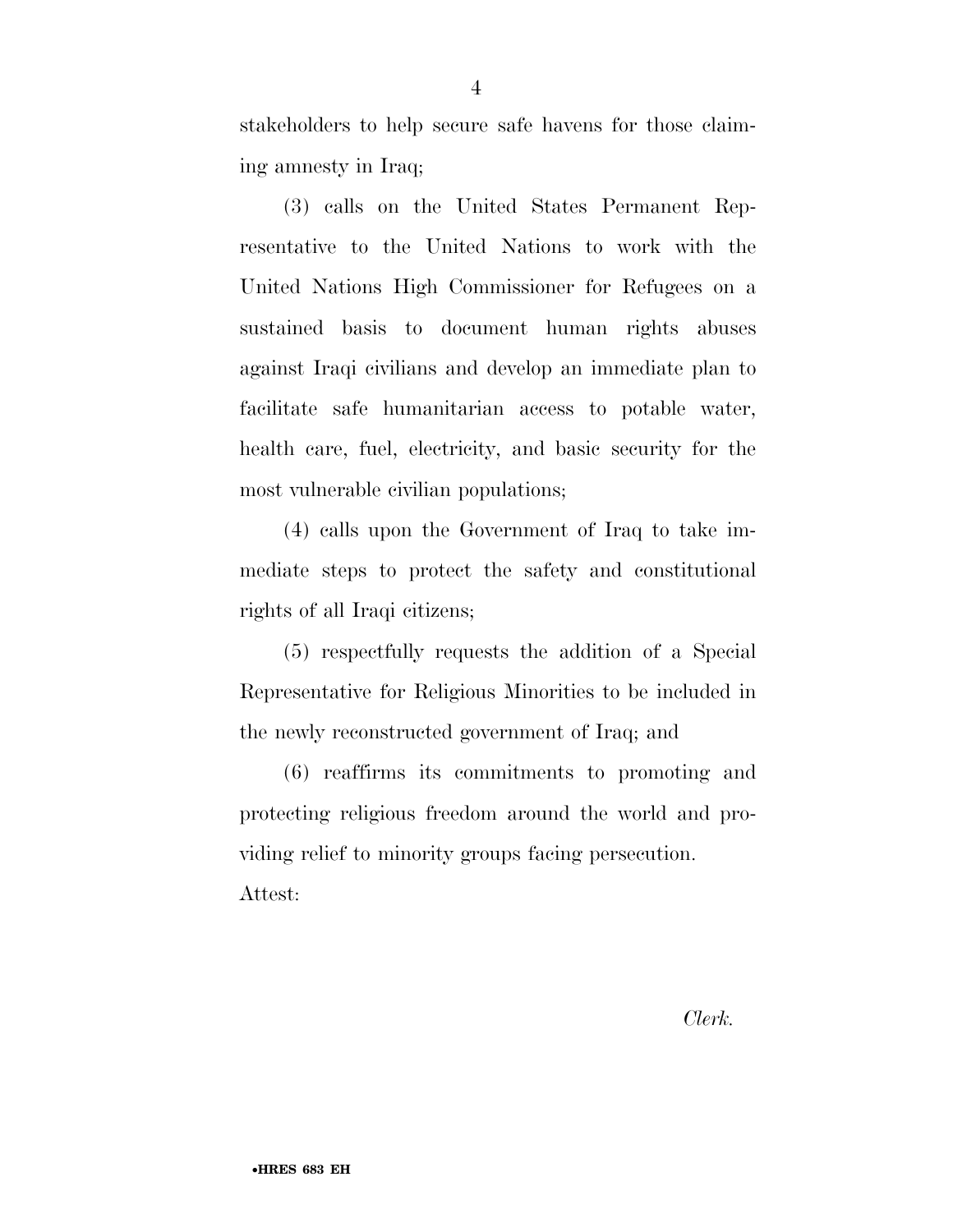stakeholders to help secure safe havens for those claiming amnesty in Iraq;

(3) calls on the United States Permanent Representative to the United Nations to work with the United Nations High Commissioner for Refugees on a sustained basis to document human rights abuses against Iraqi civilians and develop an immediate plan to facilitate safe humanitarian access to potable water, health care, fuel, electricity, and basic security for the most vulnerable civilian populations;

(4) calls upon the Government of Iraq to take immediate steps to protect the safety and constitutional rights of all Iraqi citizens;

(5) respectfully requests the addition of a Special Representative for Religious Minorities to be included in the newly reconstructed government of Iraq; and

(6) reaffirms its commitments to promoting and protecting religious freedom around the world and providing relief to minority groups facing persecution.

Attest:

*Clerk.*